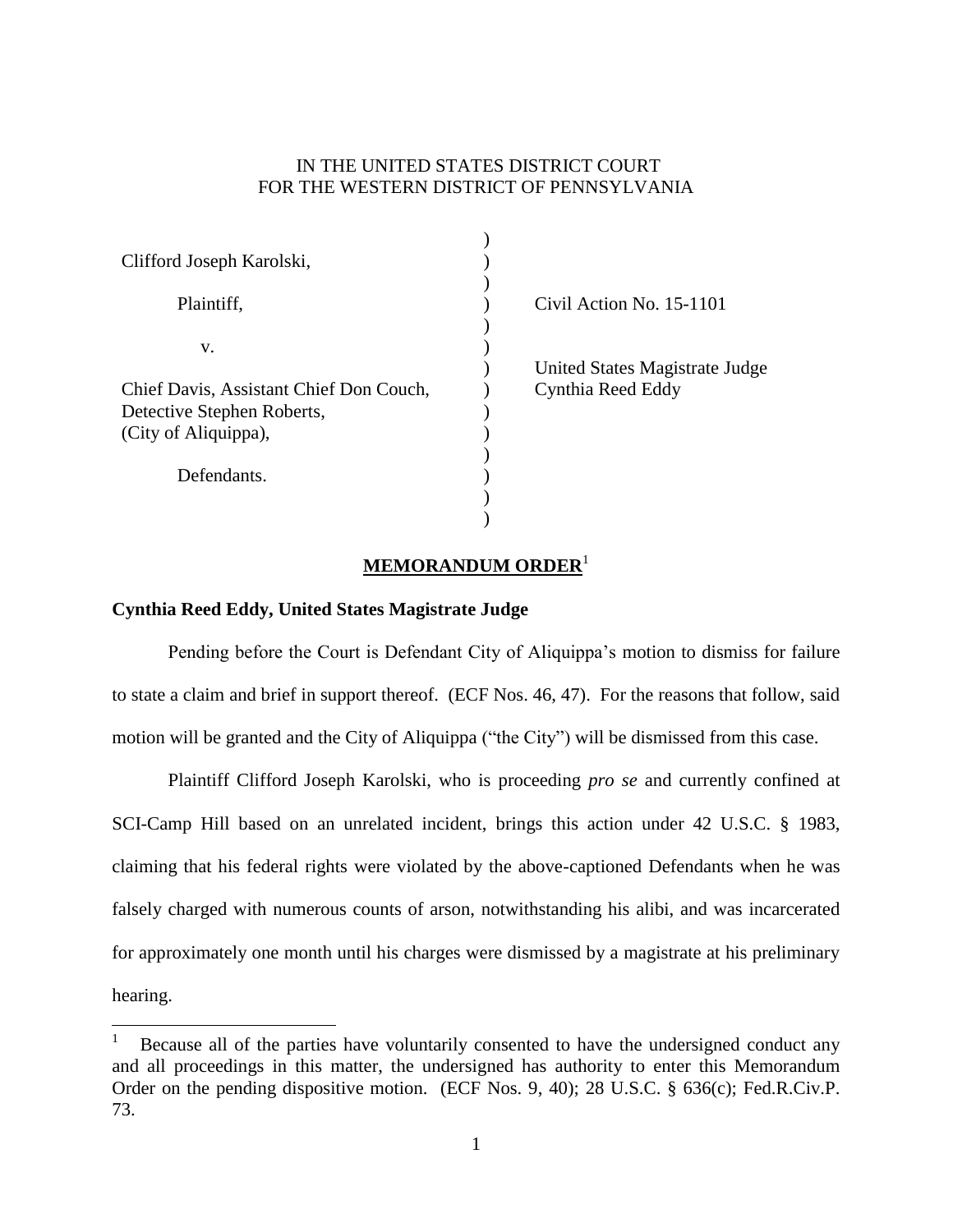IN THE UNITED STATES DISTRICT COURT
FOR THE WESTERN DISTRICT OF PENNSYLVANIA

| | | |
|---|---|---|
| Clifford Joseph Karolski, | ) | |
| Plaintiff, | ) | Civil Action No. 15-1101 |
| v. | ) | |
| Chief Davis, Assistant Chief Don Couch, Detective Stephen Roberts, (City of Aliquippa), | ) | United States Magistrate Judge Cynthia Reed Eddy |
| Defendants. | ) | |

## MEMORANDUM ORDER[1]

**Cynthia Reed Eddy, United States Magistrate Judge**

Pending before the Court is Defendant City of Aliquippa's motion to dismiss for failure to state a claim and brief in support thereof. (ECF Nos. 46, 47). For the reasons that follow, said motion will be granted and the City of Aliquippa ("the City") will be dismissed from this case.

Plaintiff Clifford Joseph Karolski, who is proceeding *pro se* and currently confined at SCI-Camp Hill based on an unrelated incident, brings this action under 42 U.S.C. § 1983, claiming that his federal rights were violated by the above-captioned Defendants when he was falsely charged with numerous counts of arson, notwithstanding his alibi, and was incarcerated for approximately one month until his charges were dismissed by a magistrate at his preliminary hearing.

[1] Because all of the parties have voluntarily consented to have the undersigned conduct any and all proceedings in this matter, the undersigned has authority to enter this Memorandum Order on the pending dispositive motion. (ECF Nos. 9, 40); 28 U.S.C. § 636(c); Fed.R.Civ.P. 73.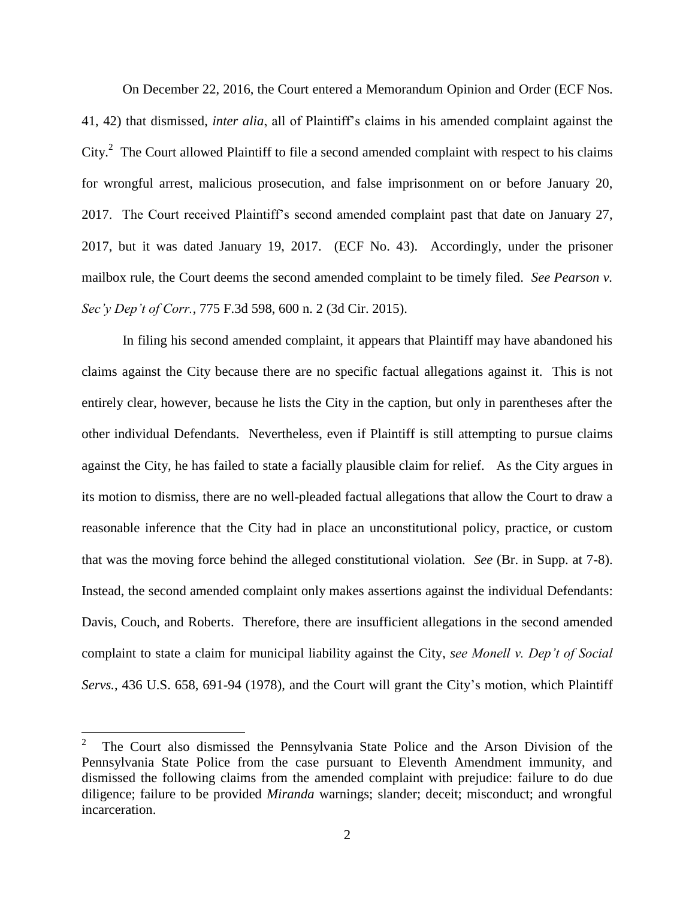On December 22, 2016, the Court entered a Memorandum Opinion and Order (ECF Nos. 41, 42) that dismissed, *inter alia*, all of Plaintiff's claims in his amended complaint against the City.[2] The Court allowed Plaintiff to file a second amended complaint with respect to his claims for wrongful arrest, malicious prosecution, and false imprisonment on or before January 20, 2017. The Court received Plaintiff's second amended complaint past that date on January 27, 2017, but it was dated January 19, 2017. (ECF No. 43). Accordingly, under the prisoner mailbox rule, the Court deems the second amended complaint to be timely filed. *See Pearson v. Sec'y Dep't of Corr.*, 775 F.3d 598, 600 n. 2 (3d Cir. 2015).

In filing his second amended complaint, it appears that Plaintiff may have abandoned his claims against the City because there are no specific factual allegations against it. This is not entirely clear, however, because he lists the City in the caption, but only in parentheses after the other individual Defendants. Nevertheless, even if Plaintiff is still attempting to pursue claims against the City, he has failed to state a facially plausible claim for relief. As the City argues in its motion to dismiss, there are no well-pleaded factual allegations that allow the Court to draw a reasonable inference that the City had in place an unconstitutional policy, practice, or custom that was the moving force behind the alleged constitutional violation. *See* (Br. in Supp. at 7-8). Instead, the second amended complaint only makes assertions against the individual Defendants: Davis, Couch, and Roberts. Therefore, there are insufficient allegations in the second amended complaint to state a claim for municipal liability against the City, *see Monell v. Dep't of Social Servs.*, 436 U.S. 658, 691-94 (1978), and the Court will grant the City's motion, which Plaintiff

---

[2] The Court also dismissed the Pennsylvania State Police and the Arson Division of the Pennsylvania State Police from the case pursuant to Eleventh Amendment immunity, and dismissed the following claims from the amended complaint with prejudice: failure to do due diligence; failure to be provided *Miranda* warnings; slander; deceit; misconduct; and wrongful incarceration.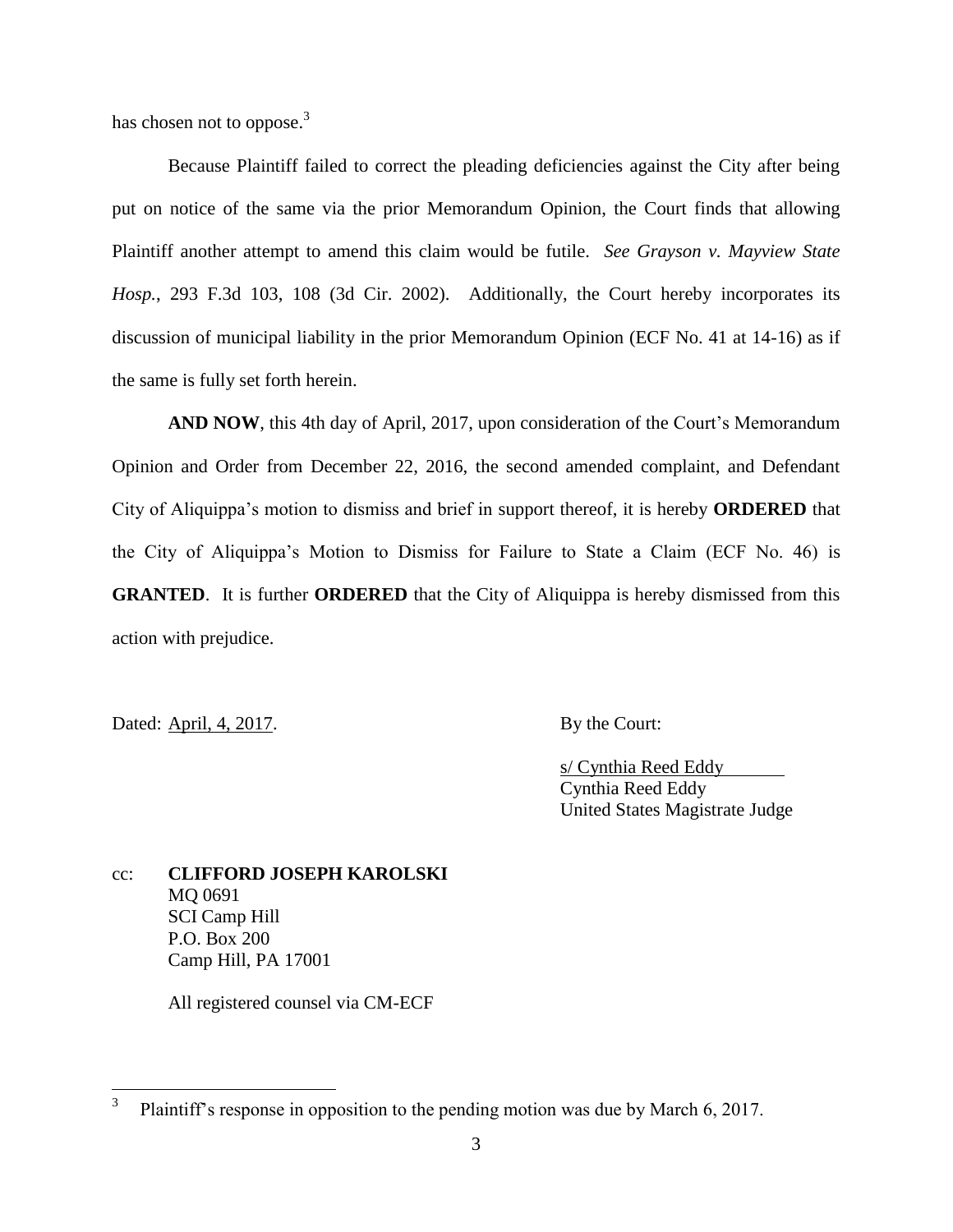has chosen not to oppose.[3]

Because Plaintiff failed to correct the pleading deficiencies against the City after being put on notice of the same via the prior Memorandum Opinion, the Court finds that allowing Plaintiff another attempt to amend this claim would be futile. *See Grayson v. Mayview State Hosp.*, 293 F.3d 103, 108 (3d Cir. 2002). Additionally, the Court hereby incorporates its discussion of municipal liability in the prior Memorandum Opinion (ECF No. 41 at 14-16) as if the same is fully set forth herein.

**AND NOW**, this 4th day of April, 2017, upon consideration of the Court's Memorandum Opinion and Order from December 22, 2016, the second amended complaint, and Defendant City of Aliquippa's motion to dismiss and brief in support thereof, it is hereby **ORDERED** that the City of Aliquippa's Motion to Dismiss for Failure to State a Claim (ECF No. 46) is **GRANTED**. It is further **ORDERED** that the City of Aliquippa is hereby dismissed from this action with prejudice.

Dated: April, 4, 2017.

By the Court:

s/ Cynthia Reed Eddy
Cynthia Reed Eddy
United States Magistrate Judge

cc: **CLIFFORD JOSEPH KAROLSKI**
MQ 0691
SCI Camp Hill
P.O. Box 200
Camp Hill, PA 17001

All registered counsel via CM-ECF

[3] Plaintiff's response in opposition to the pending motion was due by March 6, 2017.